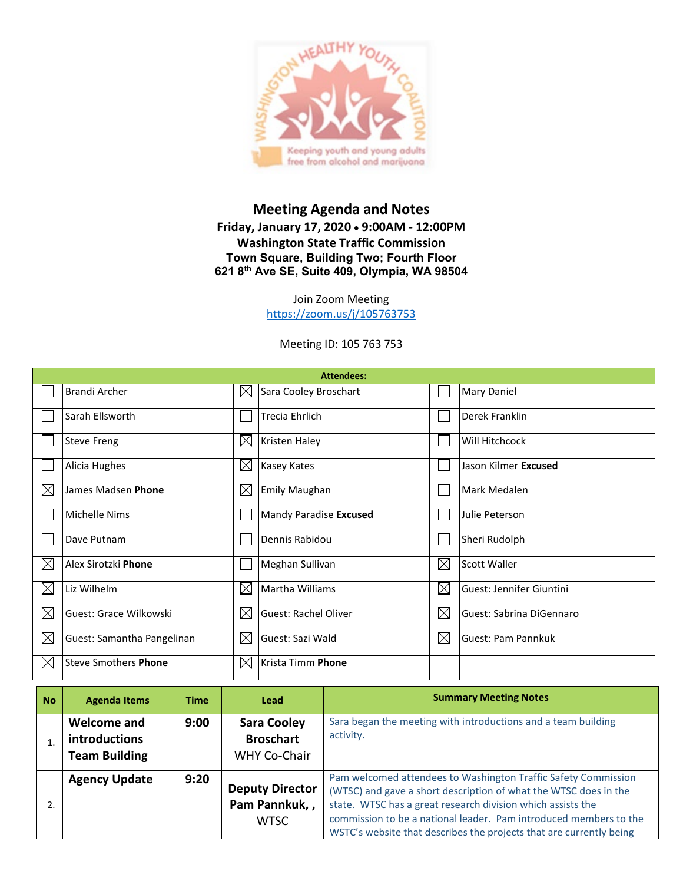# Meeting Agenda and Notes

**Friday, January 17, 2020 • 9:00AM - 12:00PM**
**Washington State Traffic Commission**
**Town Square, Building Two; Fourth Floor**
**621 8th Ave SE, Suite 409, Olympia, WA 98504**

Join Zoom Meeting
https://zoom.us/j/105763753

Meeting ID: 105 763 753

| **Attendees:** | | | | | |
|---|---|---|---|---|---|
| ☐ | Brandi Archer | ☒ | Sara Cooley Broschart | ☐ | Mary Daniel |
| ☐ | Sarah Ellsworth | ☐ | Trecia Ehrlich | ☐ | Derek Franklin |
| ☐ | Steve Freng | ☒ | Kristen Haley | ☐ | Will Hitchcock |
| ☐ | Alicia Hughes | ☒ | Kasey Kates | ☐ | Jason Kilmer **Excused** |
| ☒ | James Madsen **Phone** | ☒ | Emily Maughan | ☐ | Mark Medalen |
| ☐ | Michelle Nims | ☐ | Mandy Paradise **Excused** | ☐ | Julie Peterson |
| ☐ | Dave Putnam | ☐ | Dennis Rabidou | ☐ | Sheri Rudolph |
| ☒ | Alex Sirotzki **Phone** | ☐ | Meghan Sullivan | ☒ | Scott Waller |
| ☒ | Liz Wilhelm | ☒ | Martha Williams | ☒ | Guest: Jennifer Giuntini |
| ☒ | Guest: Grace Wilkowski | ☒ | Guest: Rachel Oliver | ☒ | Guest: Sabrina DiGennaro |
| ☒ | Guest: Samantha Pangelinan | ☒ | Guest: Sazi Wald | ☒ | Guest: Pam Pannkuk |
| ☒ | Steve Smothers **Phone** | ☒ | Krista Timm **Phone** | | |

| No | Agenda Items | Time | Lead | Summary Meeting Notes |
|---|---|---|---|---|
| 1. | **Welcome and introductions Team Building** | **9:00** | **Sara Cooley Broschart** WHY Co-Chair | Sara began the meeting with introductions and a team building activity. |
| 2. | **Agency Update** | **9:20** | **Deputy Director Pam Pannkuk, ,** WTSC | Pam welcomed attendees to Washington Traffic Safety Commission (WTSC) and gave a short description of what the WTSC does in the state. WTSC has a great research division which assists the commission to be a national leader. Pam introduced members to the WSTC's website that describes the projects that are currently being |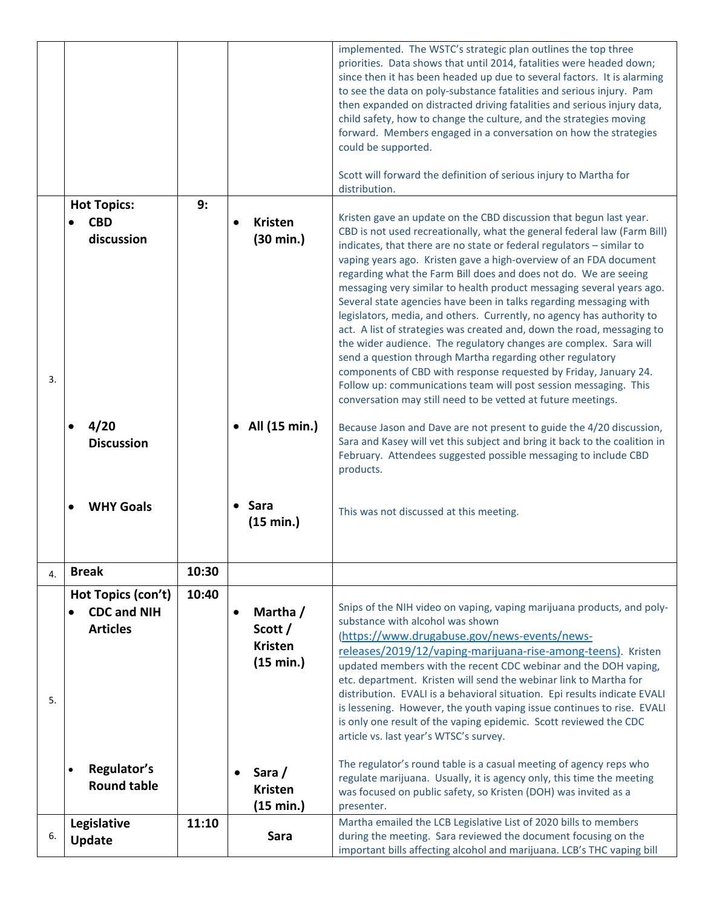| | | | | |
|---|---|---|---|---|
| | | | | implemented. The WSTC's strategic plan outlines the top three priorities. Data shows that until 2014, fatalities were headed down; since then it has been headed up due to several factors. It is alarming to see the data on poly-substance fatalities and serious injury. Pam then expanded on distracted driving fatalities and serious injury data, child safety, how to change the culture, and the strategies moving forward. Members engaged in a conversation on how the strategies could be supported.<br><br>Scott will forward the definition of serious injury to Martha for distribution. |
| 3. | **Hot Topics:**<br>• **CBD discussion** | **9:** | • **Kristen (30 min.)** | Kristen gave an update on the CBD discussion that begun last year. CBD is not used recreationally, what the general federal law (Farm Bill) indicates, that there are no state or federal regulators – similar to vaping years ago. Kristen gave a high-overview of an FDA document regarding what the Farm Bill does and does not do. We are seeing messaging very similar to health product messaging several years ago. Several state agencies have been in talks regarding messaging with legislators, media, and others. Currently, no agency has authority to act. A list of strategies was created and, down the road, messaging to the wider audience. The regulatory changes are complex. Sara will send a question through Martha regarding other regulatory components of CBD with response requested by Friday, January 24. Follow up: communications team will post session messaging. This conversation may still need to be vetted at future meetings. |
| | • **4/20 Discussion** | | • **All (15 min.)** | Because Jason and Dave are not present to guide the 4/20 discussion, Sara and Kasey will vet this subject and bring it back to the coalition in February. Attendees suggested possible messaging to include CBD products. |
| | • **WHY Goals** | | • **Sara (15 min.)** | This was not discussed at this meeting. |
| 4. | **Break** | **10:30** | | |
| 5. | **Hot Topics (con't)**<br>• **CDC and NIH Articles** | **10:40** | • **Martha / Scott / Kristen (15 min.)** | Snips of the NIH video on vaping, vaping marijuana products, and poly-substance with alcohol was shown (https://www.drugabuse.gov/news-events/news-releases/2019/12/vaping-marijuana-rise-among-teens). Kristen updated members with the recent CDC webinar and the DOH vaping, etc. department. Kristen will send the webinar link to Martha for distribution. EVALI is a behavioral situation. Epi results indicate EVALI is lessening. However, the youth vaping issue continues to rise. EVALI is only one result of the vaping epidemic. Scott reviewed the CDC article vs. last year's WTSC's survey. |
| | • **Regulator's Round table** | | • **Sara / Kristen (15 min.)** | The regulator's round table is a casual meeting of agency reps who regulate marijuana. Usually, it is agency only, this time the meeting was focused on public safety, so Kristen (DOH) was invited as a presenter. |
| 6. | **Legislative Update** | **11:10** | **Sara** | Martha emailed the LCB Legislative List of 2020 bills to members during the meeting. Sara reviewed the document focusing on the important bills affecting alcohol and marijuana. LCB's THC vaping bill |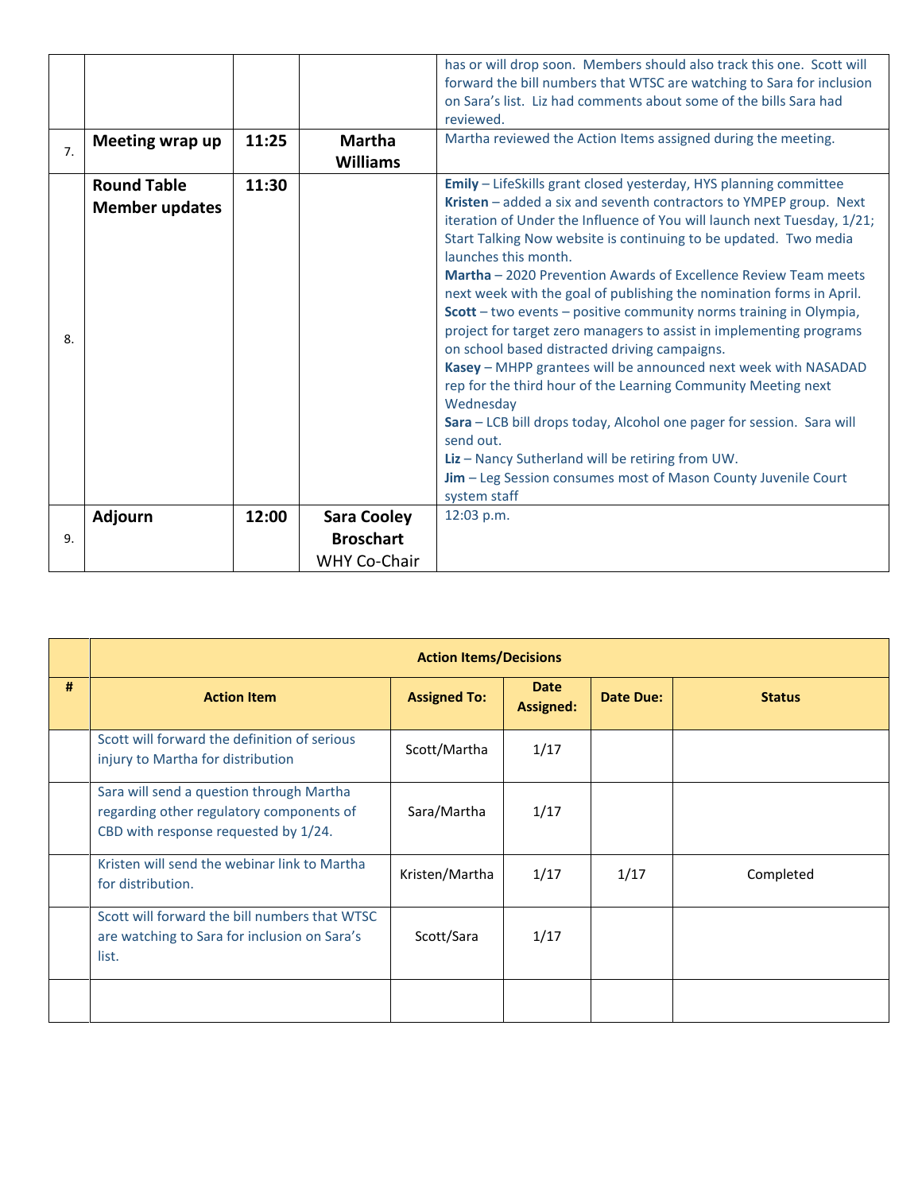| | | | | |
|---|---|---|---|---|
| | | | | has or will drop soon. Members should also track this one. Scott will forward the bill numbers that WTSC are watching to Sara for inclusion on Sara's list. Liz had comments about some of the bills Sara had reviewed. |
| 7. | **Meeting wrap up** | **11:25** | **Martha Williams** | Martha reviewed the Action Items assigned during the meeting. |
| 8. | **Round Table Member updates** | **11:30** | | **Emily** – LifeSkills grant closed yesterday, HYS planning committee<br>**Kristen** – added a six and seventh contractors to YMPEP group. Next iteration of Under the Influence of You will launch next Tuesday, 1/21; Start Talking Now website is continuing to be updated. Two media launches this month.<br>**Martha** – 2020 Prevention Awards of Excellence Review Team meets next week with the goal of publishing the nomination forms in April.<br>**Scott** – two events – positive community norms training in Olympia, project for target zero managers to assist in implementing programs on school based distracted driving campaigns.<br>**Kasey** – MHPP grantees will be announced next week with NASADAD rep for the third hour of the Learning Community Meeting next Wednesday<br>**Sara** – LCB bill drops today, Alcohol one pager for session. Sara will send out.<br>**Liz** – Nancy Sutherland will be retiring from UW.<br>**Jim** – Leg Session consumes most of Mason County Juvenile Court system staff |
| 9. | **Adjourn** | **12:00** | **Sara Cooley Broschart** WHY Co-Chair | 12:03 p.m. |

| | **Action Items/Decisions** | | | | |
|---|---|---|---|---|---|
| **#** | **Action Item** | **Assigned To:** | **Date Assigned:** | **Date Due:** | **Status** |
| | Scott will forward the definition of serious injury to Martha for distribution | Scott/Martha | 1/17 | | |
| | Sara will send a question through Martha regarding other regulatory components of CBD with response requested by 1/24. | Sara/Martha | 1/17 | | |
| | Kristen will send the webinar link to Martha for distribution. | Kristen/Martha | 1/17 | 1/17 | Completed |
| | Scott will forward the bill numbers that WTSC are watching to Sara for inclusion on Sara's list. | Scott/Sara | 1/17 | | |
| | | | | | |